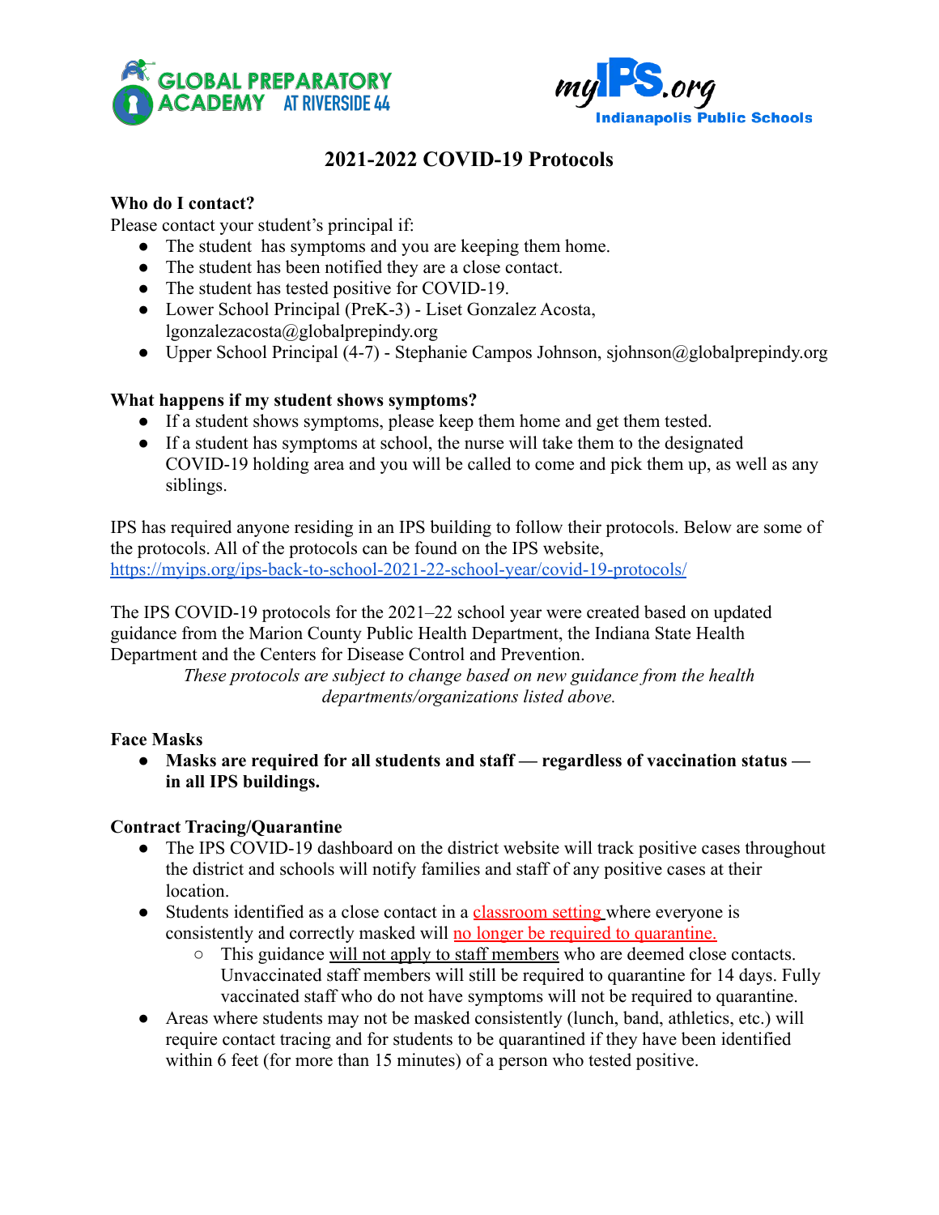# 2021-2022 COVID-19 Protocols

**Who do I contact?**

Please contact your student's principal if:

- The student has symptoms and you are keeping them home.
- The student has been notified they are a close contact.
- The student has tested positive for COVID-19.
- Lower School Principal (PreK-3) - Liset Gonzalez Acosta, lgonzalezacosta@globalprepindy.org
- Upper School Principal (4-7) - Stephanie Campos Johnson, sjohnson@globalprepindy.org

**What happens if my student shows symptoms?**

- If a student shows symptoms, please keep them home and get them tested.
- If a student has symptoms at school, the nurse will take them to the designated COVID-19 holding area and you will be called to come and pick them up, as well as any siblings.

IPS has required anyone residing in an IPS building to follow their protocols. Below are some of the protocols. All of the protocols can be found on the IPS website, https://myips.org/ips-back-to-school-2021-22-school-year/covid-19-protocols/

The IPS COVID-19 protocols for the 2021–22 school year were created based on updated guidance from the Marion County Public Health Department, the Indiana State Health Department and the Centers for Disease Control and Prevention.

*These protocols are subject to change based on new guidance from the health departments/organizations listed above.*

**Face Masks**

- **Masks are required for all students and staff — regardless of vaccination status — in all IPS buildings.**

**Contract Tracing/Quarantine**

- The IPS COVID-19 dashboard on the district website will track positive cases throughout the district and schools will notify families and staff of any positive cases at their location.
- Students identified as a close contact in a classroom setting where everyone is consistently and correctly masked will no longer be required to quarantine.
  - This guidance will not apply to staff members who are deemed close contacts. Unvaccinated staff members will still be required to quarantine for 14 days. Fully vaccinated staff who do not have symptoms will not be required to quarantine.
- Areas where students may not be masked consistently (lunch, band, athletics, etc.) will require contact tracing and for students to be quarantined if they have been identified within 6 feet (for more than 15 minutes) of a person who tested positive.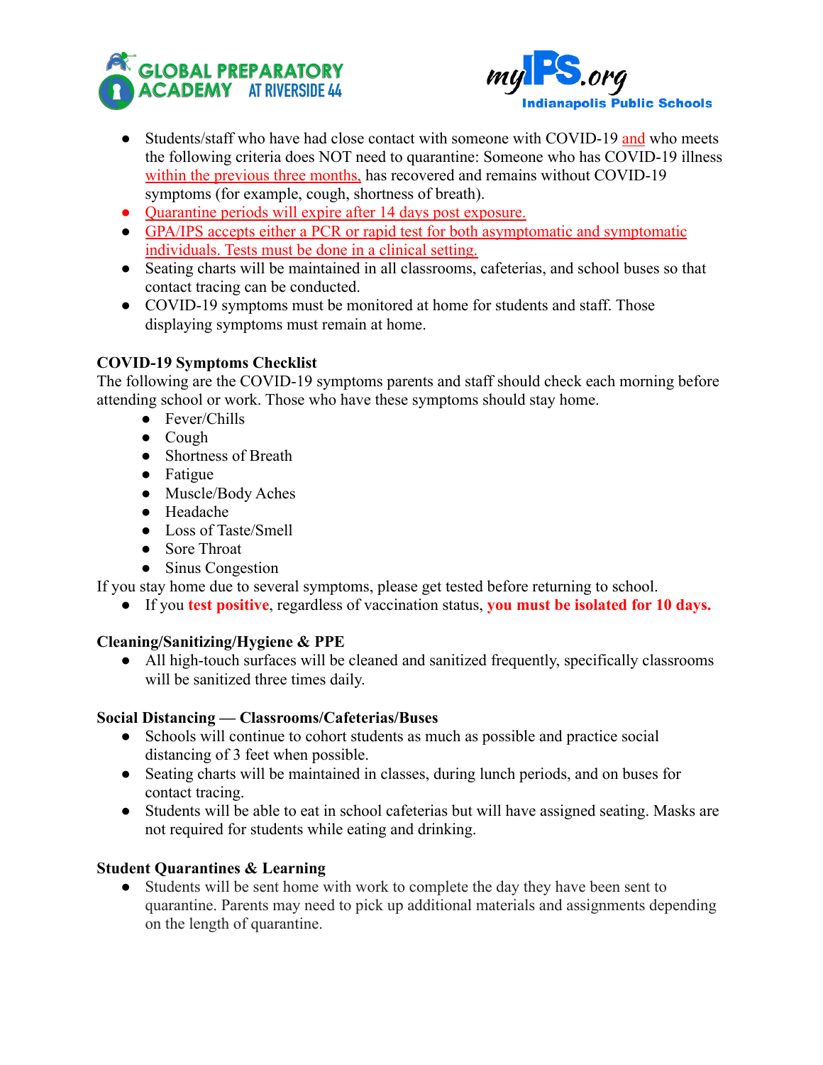- Students/staff who have had close contact with someone with COVID-19 and who meets the following criteria does NOT need to quarantine: Someone who has COVID-19 illness within the previous three months, has recovered and remains without COVID-19 symptoms (for example, cough, shortness of breath).
- Quarantine periods will expire after 14 days post exposure.
- GPA/IPS accepts either a PCR or rapid test for both asymptomatic and symptomatic individuals. Tests must be done in a clinical setting.
- Seating charts will be maintained in all classrooms, cafeterias, and school buses so that contact tracing can be conducted.
- COVID-19 symptoms must be monitored at home for students and staff. Those displaying symptoms must remain at home.

**COVID-19 Symptoms Checklist**

The following are the COVID-19 symptoms parents and staff should check each morning before attending school or work. Those who have these symptoms should stay home.

- Fever/Chills
- Cough
- Shortness of Breath
- Fatigue
- Muscle/Body Aches
- Headache
- Loss of Taste/Smell
- Sore Throat
- Sinus Congestion

If you stay home due to several symptoms, please get tested before returning to school.

- If you **test positive**, regardless of vaccination status, **you must be isolated for 10 days.**

**Cleaning/Sanitizing/Hygiene & PPE**

- All high-touch surfaces will be cleaned and sanitized frequently, specifically classrooms will be sanitized three times daily.

**Social Distancing — Classrooms/Cafeterias/Buses**

- Schools will continue to cohort students as much as possible and practice social distancing of 3 feet when possible.
- Seating charts will be maintained in classes, during lunch periods, and on buses for contact tracing.
- Students will be able to eat in school cafeterias but will have assigned seating. Masks are not required for students while eating and drinking.

**Student Quarantines & Learning**

- Students will be sent home with work to complete the day they have been sent to quarantine. Parents may need to pick up additional materials and assignments depending on the length of quarantine.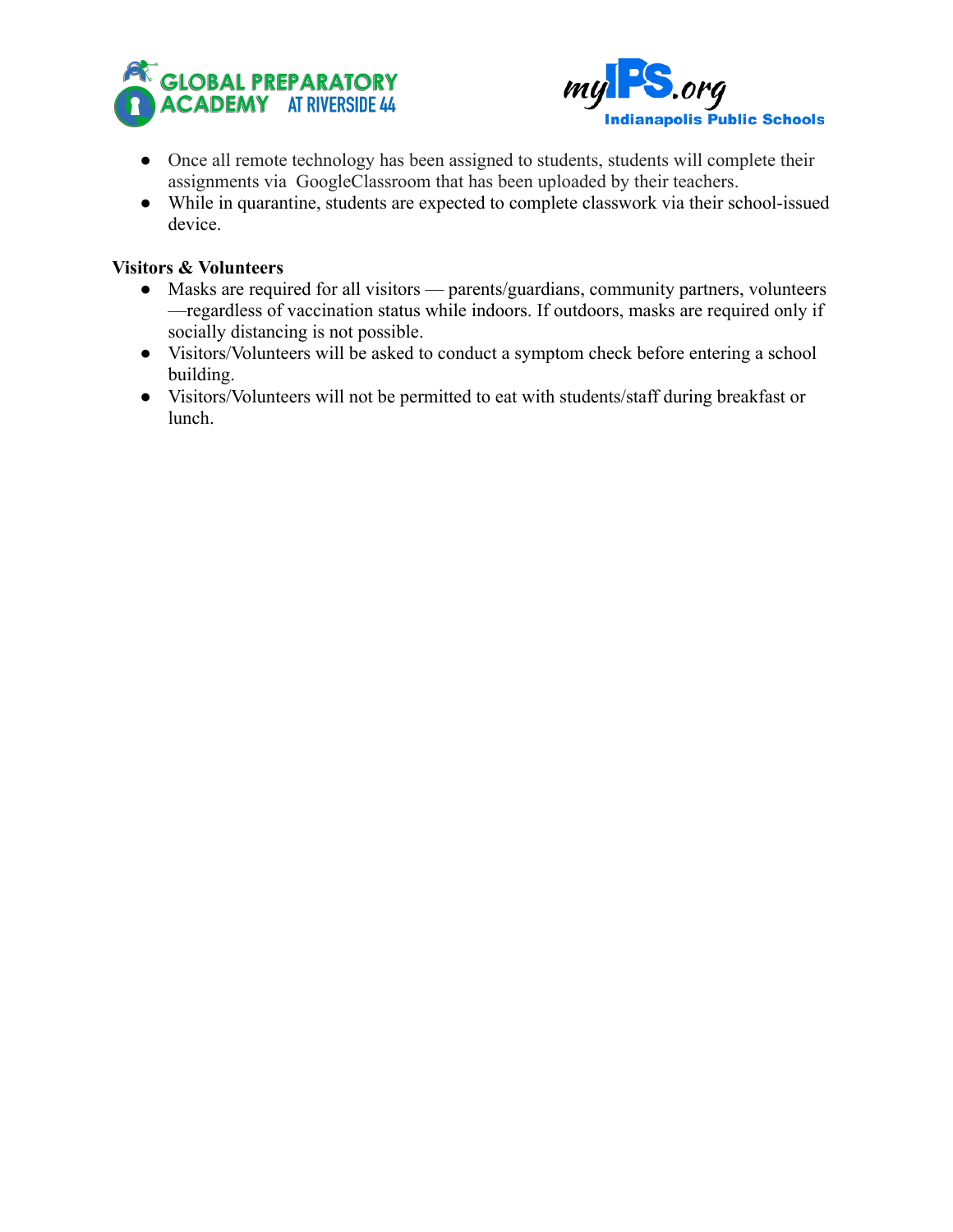- Once all remote technology has been assigned to students, students will complete their assignments via GoogleClassroom that has been uploaded by their teachers.
- While in quarantine, students are expected to complete classwork via their school-issued device.

**Visitors & Volunteers**

- Masks are required for all visitors — parents/guardians, community partners, volunteers —regardless of vaccination status while indoors. If outdoors, masks are required only if socially distancing is not possible.
- Visitors/Volunteers will be asked to conduct a symptom check before entering a school building.
- Visitors/Volunteers will not be permitted to eat with students/staff during breakfast or lunch.